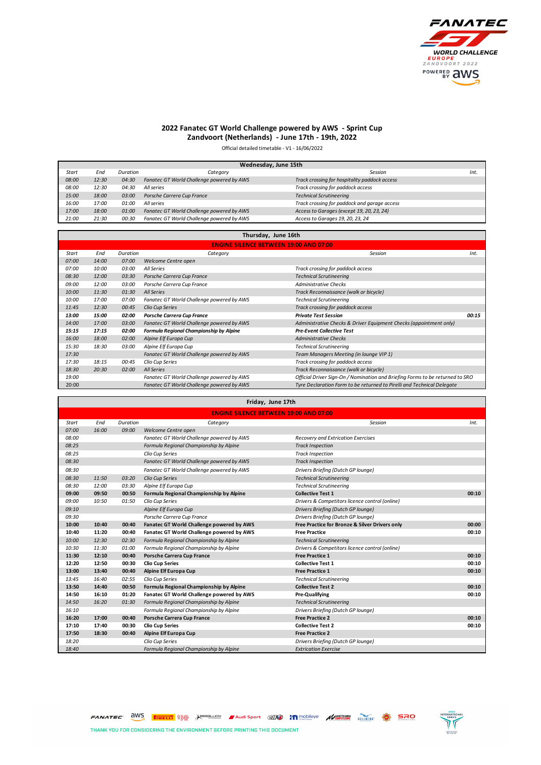# 2022 Fanatec GT World Challenge powered by AWS - Sprint Cup

## Zandvoort (Netherlands) - June 17th - 19th, 2022

Official detailed timetable - V1 - 16/06/2022

| Wednesday, June 15th | | | | | |
|---|---|---|---|---|---|
| *Start* | *End* | *Duration* | *Category* | *Session* | *Int.* |
| *08:00* | *12:30* | *04:30* | *Fanatec GT World Challenge powered by AWS* | *Track crossing for hospitality paddock access* | |
| *08:00* | *12:30* | *04:30* | *All series* | *Track crossing for paddock access* | |
| *15:00* | *18:00* | *03:00* | *Porsche Carrera Cup France* | *Technical Scrutineering* | |
| *16:00* | *17:00* | *01:00* | *All series* | *Track crossing for paddock and garage access* | |
| *17:00* | *18:00* | *01:00* | *Fanatec GT World Challenge powered by AWS* | *Access to Garages (except 19, 20, 23, 24)* | |
| *21:00* | *21:30* | *00:30* | *Fanatec GT World Challenge powered by AWS* | *Access to Garages 19, 20, 23, 24* | |

| Thursday, June 16th | | | | | |
|---|---|---|---|---|---|
| ENGINE SILENCE BETWEEN 19:00 AND 07:00 | | | | | |
| *Start* | *End* | *Duration* | *Category* | *Session* | *Int.* |
| *07:00* | *14:00* | *07:00* | *Welcome Centre open* | | |
| *07:00* | *10:00* | *03:00* | *All Series* | *Track crossing for paddock access* | |
| *08:30* | *12:00* | *03:30* | *Porsche Carrera Cup France* | *Technical Scrutineering* | |
| *09:00* | *12:00* | *03:00* | *Porsche Carrera Cup France* | *Administrative Checks* | |
| *10:00* | *11:30* | *01:30* | *All Series* | *Track Reconnaissance (walk or bicycle)* | |
| *10:00* | *17:00* | *07:00* | *Fanatec GT World Challenge powered by AWS* | *Technical Scrutineering* | |
| *11:45* | *12:30* | *00:45* | *Clio Cup Series* | *Track crossing for paddock access* | |
| ***13:00*** | ***15:00*** | ***02:00*** | ***Porsche Carrera Cup France*** | ***Private Test Session*** | ***00:15*** |
| *14:00* | *17:00* | *03:00* | *Fanatec GT World Challenge powered by AWS* | *Administrative Checks & Driver Equipment Checks (appointment only)* | |
| ***15:15*** | ***17:15*** | ***02:00*** | ***Formula Regional Championship by Alpine*** | ***Pre-Event Collective Test*** | |
| *16:00* | *18:00* | *02:00* | *Alpine Elf Europa Cup* | *Administrative Checks* | |
| *15:30* | *18:30* | *03:00* | *Alpine Elf Europa Cup* | *Technical Scrutineering* | |
| *17:30* | | | *Fanatec GT World Challenge powered by AWS* | *Team Managers Meeting (in lounge VIP 1)* | |
| *17:30* | *18:15* | *00:45* | *Clio Cup Series* | *Track crossing for paddock access* | |
| *18:30* | *20:30* | *02:00* | *All Series* | *Track Reconnaissance (walk or bicycle)* | |
| *19:00* | | | *Fanatec GT World Challenge powered by AWS* | *Official Driver Sign-On / Nomination and Briefing Forms to be returned to SRO* | |
| *20:00* | | | *Fanatec GT World Challenge powered by AWS* | *Tyre Declaration Form to be returned to Pirelli and Technical Delegate* | |

| Friday, June 17th | | | | | |
|---|---|---|---|---|---|
| ENGINE SILENCE BETWEEN 19:00 AND 07:00 | | | | | |
| *Start* | *End* | *Duration* | *Category* | *Session* | *Int.* |
| *07:00* | *16:00* | *09:00* | *Welcome Centre open* | | |
| *08:00* | | | *Fanatec GT World Challenge powered by AWS* | *Recovery and Extrication Exercises* | |
| *08:25* | | | *Formula Regional Championship by Alpine* | *Track Inspection* | |
| *08:25* | | | *Clio Cup Series* | *Track Inspection* | |
| *08:30* | | | *Fanatec GT World Challenge powered by AWS* | *Track Inspection* | |
| *08:30* | | | *Fanatec GT World Challenge powered by AWS* | *Drivers Briefing (Dutch GP lounge)* | |
| *08:30* | *11:50* | *03:20* | *Clio Cup Series* | *Technical Scrutineering* | |
| *08:30* | *12:00* | *03:30* | *Alpine Elf Europa Cup* | *Technical Scrutineering* | |
| **09:00** | **09:50** | **00:50** | **Formula Regional Championship by Alpine** | **Collective Test 1** | **00:10** |
| *09:00* | *10:50* | *01:50* | *Clio Cup Series* | *Drivers & Competitors licence control (online)* | |
| *09:10* | | | *Alpine Elf Europa Cup* | *Drivers Briefing (Dutch GP lounge)* | |
| *09:30* | | | *Porsche Carrera Cup France* | *Drivers Briefing (Dutch GP lounge)* | |
| **10:00** | **10:40** | **00:40** | **Fanatec GT World Challenge powered by AWS** | **Free Practice for Bronze & Silver Drivers only** | **00:00** |
| **10:40** | **11:20** | **00:40** | **Fanatec GT World Challenge powered by AWS** | **Free Practice** | **00:10** |
| *10:00* | *12:30* | *02:30* | *Formula Regional Championship by Alpine* | *Technical Scrutineering* | |
| *10:30* | *11:30* | *01:00* | *Formula Regional Championship by Alpine* | *Drivers & Competitors licence control (online)* | |
| **11:30** | **12:10** | **00:40** | **Porsche Carrera Cup France** | **Free Practice 1** | **00:10** |
| **12:20** | **12:50** | **00:30** | **Clio Cup Series** | **Collective Test 1** | **00:10** |
| **13:00** | **13:40** | **00:40** | **Alpine Elf Europa Cup** | **Free Practice 1** | **00:10** |
| *13:45* | *16:40* | *02:55* | *Clio Cup Series* | *Technical Scrutineering* | |
| **13:50** | **14:40** | **00:50** | **Formula Regional Championship by Alpine** | **Collective Test 2** | **00:10** |
| **14:50** | **16:10** | **01:20** | **Fanatec GT World Challenge powered by AWS** | **Pre-Qualifying** | **00:10** |
| *14:50* | *16:20* | *01:30* | *Formula Regional Championship by Alpine* | *Technical Scrutineering* | |
| *16:10* | | | *Formula Regional Championship by Alpine* | *Drivers Briefing (Dutch GP lounge)* | |
| **16:20** | **17:00** | **00:40** | **Porsche Carrera Cup France** | **Free Practice 2** | **00:10** |
| **17:10** | **17:40** | **00:30** | **Clio Cup Series** | **Collective Test 2** | **00:10** |
| **17:50** | **18:30** | **00:40** | **Alpine Elf Europa Cup** | **Free Practice 2** | |
| *18:20* | | | *Clio Cup Series* | *Drivers Briefing (Dutch GP lounge)* | |
| *18:40* | | | *Formula Regional Championship by Alpine* | *Extrication Exercise* | |

THANK YOU FOR CONSIDERING THE ENVIRONMENT BEFORE PRINTING THIS DOCUMENT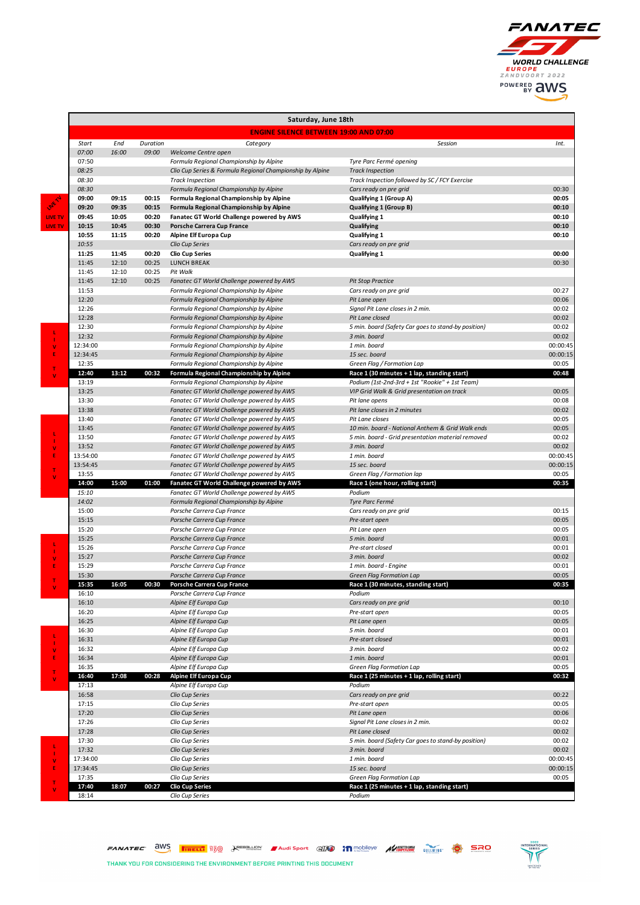FANATEC GT WORLD CHALLENGE EUROPE ZANDVOORT 2022 POWERED BY aws

| | Start | End | Duration | Category | Session | Int. |
|---|---|---|---|---|---|---|
| **Saturday, June 18th** | | | | | | |
| **ENGINE SILENCE BETWEEN 19:00 AND 07:00** | | | | | | |
| | 07:00 | 16:00 | 09:00 | Welcome Centre open | | |
| | 07:50 | | | Formula Regional Championship by Alpine | Tyre Parc Fermé opening | |
| | 08:25 | | | Clio Cup Series & Formula Regional Championship by Alpine | Track Inspection | |
| | 08:30 | | | Track Inspection | Track Inspection followed by SC / FCY Exercise | |
| | 08:30 | | | Formula Regional Championship by Alpine | Cars ready on pre grid | 00:30 |
| LIVE TV | **09:00** | **09:15** | **00:15** | **Formula Regional Championship by Alpine** | **Qualifying 1 (Group A)** | **00:05** |
| | **09:20** | **09:35** | **00:15** | **Formula Regional Championship by Alpine** | **Qualifying 1 (Group B)** | **00:10** |
| LIVE TV | **09:45** | **10:05** | **00:20** | **Fanatec GT World Challenge powered by AWS** | **Qualifying 1** | **00:10** |
| LIVE TV | **10:15** | **10:45** | **00:30** | **Porsche Carrera Cup France** | **Qualifying** | **00:10** |
| | **10:55** | **11:15** | **00:20** | **Alpine Elf Europa Cup** | **Qualifying 1** | **00:10** |
| | 10:55 | | | Clio Cup Series | Cars ready on pre grid | |
| | **11:25** | **11:45** | **00:20** | **Clio Cup Series** | **Qualifying 1** | **00:00** |
| | 11:45 | 12:10 | 00:25 | LUNCH BREAK | | 00:30 |
| | 11:45 | 12:10 | 00:25 | Pit Walk | | |
| | 11:45 | 12:10 | 00:25 | Fanatec GT World Challenge powered by AWS | Pit Stop Practice | |
| | 11:53 | | | Formula Regional Championship by Alpine | Cars ready on pre grid | 00:27 |
| | 12:20 | | | Formula Regional Championship by Alpine | Pit Lane open | 00:06 |
| | 12:26 | | | Formula Regional Championship by Alpine | Signal Pit Lane closes in 2 min. | 00:02 |
| | 12:28 | | | Formula Regional Championship by Alpine | Pit Lane closed | 00:02 |
| LIVE TV | 12:30 | | | Formula Regional Championship by Alpine | 5 min. board (Safety Car goes to stand-by position) | 00:02 |
| | 12:32 | | | Formula Regional Championship by Alpine | 3 min. board | 00:02 |
| | 12:34:00 | | | Formula Regional Championship by Alpine | 1 min. board | 00:00:45 |
| | 12:34:45 | | | Formula Regional Championship by Alpine | 15 sec. board | 00:00:15 |
| | 12:35 | | | Formula Regional Championship by Alpine | Green Flag / Formation Lap | 00:05 |
| | **12:40** | **13:12** | **00:32** | **Formula Regional Championship by Alpine** | **Race 1 (30 minutes + 1 lap, standing start)** | **00:48** |
| | 13:19 | | | Formula Regional Championship by Alpine | Podium (1st-2nd-3rd + 1st "Rookie" + 1st Team) | |
| | 13:25 | | | Fanatec GT World Challenge powered by AWS | VIP Grid Walk & Grid presentation on track | 00:05 |
| | 13:30 | | | Fanatec GT World Challenge powered by AWS | Pit lane opens | 00:08 |
| | 13:38 | | | Fanatec GT World Challenge powered by AWS | Pit lane closes in 2 minutes | 00:02 |
| LIVE TV | 13:40 | | | Fanatec GT World Challenge powered by AWS | Pit Lane closes | 00:05 |
| | 13:45 | | | Fanatec GT World Challenge powered by AWS | 10 min. board - National Anthem & Grid Walk ends | 00:05 |
| | 13:50 | | | Fanatec GT World Challenge powered by AWS | 5 min. board - Grid presentation material removed | 00:02 |
| | 13:52 | | | Fanatec GT World Challenge powered by AWS | 3 min. board | 00:02 |
| | 13:54:00 | | | Fanatec GT World Challenge powered by AWS | 1 min. board | 00:00:45 |
| | 13:54:45 | | | Fanatec GT World Challenge powered by AWS | 15 sec. board | 00:00:15 |
| | 13:55 | | | Fanatec GT World Challenge powered by AWS | Green Flag / Formation lap | 00:05 |
| | **14:00** | **15:00** | **01:00** | **Fanatec GT World Challenge powered by AWS** | **Race 1 (one hour, rolling start)** | **00:35** |
| | 15:10 | | | Fanatec GT World Challenge powered by AWS | Podium | |
| | 14:02 | | | Formula Regional Championship by Alpine | Tyre Parc Fermé | |
| | 15:00 | | | Porsche Carrera Cup France | Cars ready on pre grid | 00:15 |
| | 15:15 | | | Porsche Carrera Cup France | Pre-start open | 00:05 |
| | 15:20 | | | Porsche Carrera Cup France | Pit Lane open | 00:05 |
| LIVE TV | 15:25 | | | Porsche Carrera Cup France | 5 min. board | 00:01 |
| | 15:26 | | | Porsche Carrera Cup France | Pre-start closed | 00:01 |
| | 15:27 | | | Porsche Carrera Cup France | 3 min. board | 00:02 |
| | 15:29 | | | Porsche Carrera Cup France | 1 min. board - Engine | 00:01 |
| | 15:30 | | | Porsche Carrera Cup France | Green Flag Formation Lap | 00:05 |
| | **15:35** | **16:05** | **00:30** | **Porsche Carrera Cup France** | **Race 1 (30 minutes, standing start)** | **00:35** |
| | 16:10 | | | Porsche Carrera Cup France | Podium | |
| | 16:10 | | | Alpine Elf Europa Cup | Cars ready on pre grid | 00:10 |
| | 16:20 | | | Alpine Elf Europa Cup | Pre-start open | 00:05 |
| | 16:25 | | | Alpine Elf Europa Cup | Pit Lane open | 00:05 |
| LIVE TV | 16:30 | | | Alpine Elf Europa Cup | 5 min. board | 00:01 |
| | 16:31 | | | Alpine Elf Europa Cup | Pre-start closed | 00:01 |
| | 16:32 | | | Alpine Elf Europa Cup | 3 min. board | 00:02 |
| | 16:34 | | | Alpine Elf Europa Cup | 1 min. board | 00:01 |
| | 16:35 | | | Alpine Elf Europa Cup | Green Flag Formation Lap | 00:05 |
| | **16:40** | **17:08** | **00:28** | **Alpine Elf Europa Cup** | **Race 1 (25 minutes + 1 lap, rolling start)** | **00:32** |
| | 17:13 | | | Alpine Elf Europa Cup | Podium | |
| | 16:58 | | | Clio Cup Series | Cars ready on pre grid | 00:22 |
| | 17:15 | | | Clio Cup Series | Pre-start open | 00:05 |
| | 17:20 | | | Clio Cup Series | Pit Lane open | 00:06 |
| | 17:26 | | | Clio Cup Series | Signal Pit Lane closes in 2 min. | 00:02 |
| | 17:28 | | | Clio Cup Series | Pit Lane closed | 00:02 |
| LIVE TV | 17:30 | | | Clio Cup Series | 5 min. board (Safety Car goes to stand-by position) | 00:02 |
| | 17:32 | | | Clio Cup Series | 3 min. board | 00:02 |
| | 17:34:00 | | | Clio Cup Series | 1 min. board | 00:00:45 |
| | 17:34:45 | | | Clio Cup Series | 15 sec. board | 00:00:15 |
| | 17:35 | | | Clio Cup Series | Green Flag Formation Lap | 00:05 |
| | **17:40** | **18:07** | **00:27** | **Clio Cup Series** | **Race 1 (25 minutes + 1 lap, standing start)** | |
| | 18:14 | | | Clio Cup Series | Podium | |

THANK YOU FOR CONSIDERING THE ENVIRONMENT BEFORE PRINTING THIS DOCUMENT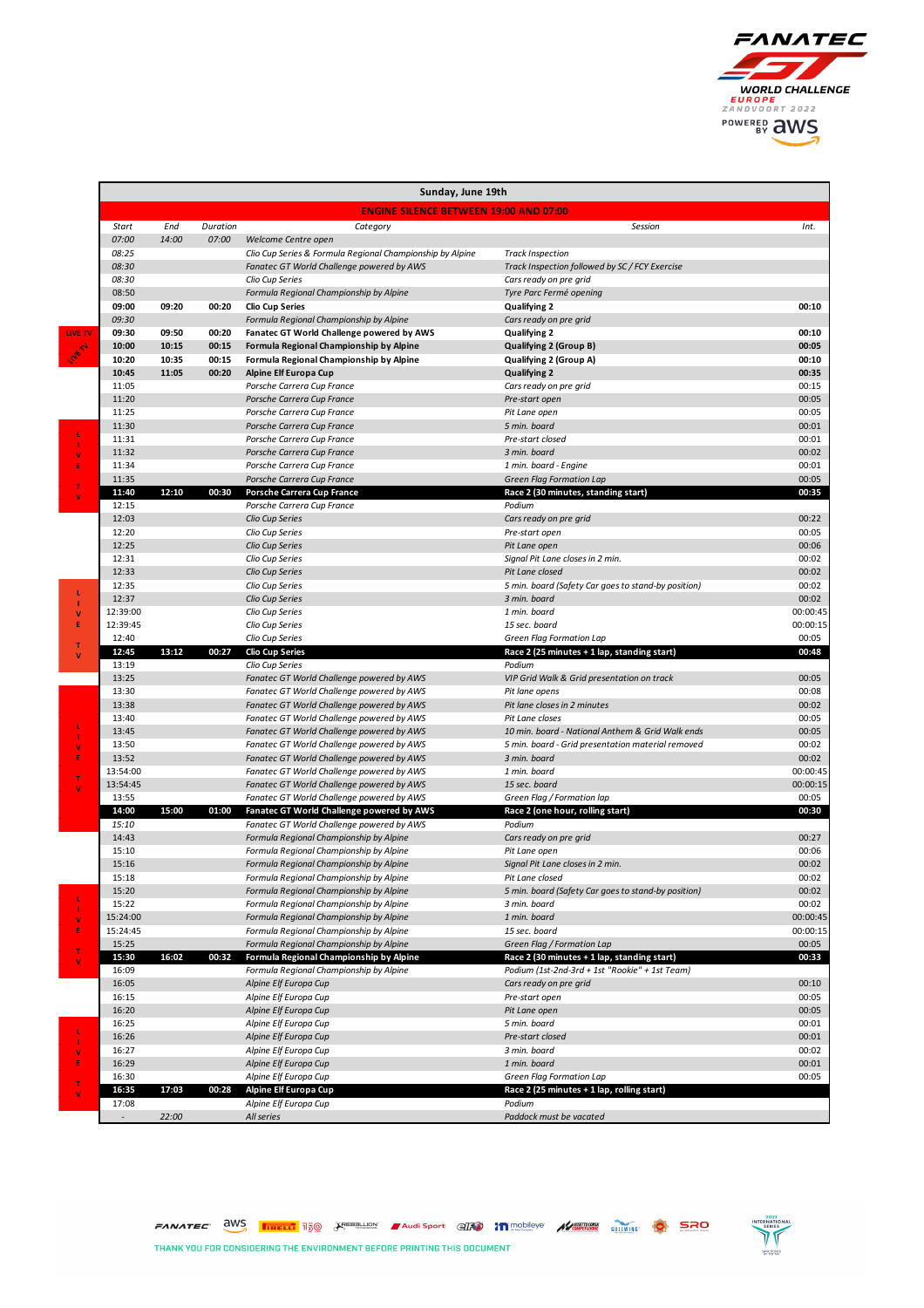FANATEC GT WORLD CHALLENGE EUROPE ZANDVOORT 2022 POWERED BY aws

| | Sunday, June 19th | | | | | |
|---|---|---|---|---|---|---|
| | ENGINE SILENCE BETWEEN 19:00 AND 07:00 | | | | | |
| | Start | End | Duration | Category | Session | Int. |
| | 07:00 | 14:00 | 07:00 | Welcome Centre open | | |
| | 08:25 | | | Clio Cup Series & Formula Regional Championship by Alpine | Track Inspection | |
| | 08:30 | | | Fanatec GT World Challenge powered by AWS | Track Inspection followed by SC / FCY Exercise | |
| | 08:30 | | | Clio Cup Series | Cars ready on pre grid | |
| | 08:50 | | | Formula Regional Championship by Alpine | Tyre Parc Fermé opening | |
| | **09:00** | **09:20** | **00:20** | **Clio Cup Series** | **Qualifying 2** | **00:10** |
| | 09:30 | | | Formula Regional Championship by Alpine | Cars ready on pre grid | |
| LIVE TV | **09:30** | **09:50** | **00:20** | **Fanatec GT World Challenge powered by AWS** | **Qualifying 2** | **00:10** |
| LIVE TV | **10:00** | **10:15** | **00:15** | **Formula Regional Championship by Alpine** | **Qualifying 2 (Group B)** | **00:05** |
| | **10:20** | **10:35** | **00:15** | **Formula Regional Championship by Alpine** | **Qualifying 2 (Group A)** | **00:10** |
| | **10:45** | **11:05** | **00:20** | **Alpine Elf Europa Cup** | **Qualifying 2** | **00:35** |
| | 11:05 | | | Porsche Carrera Cup France | Cars ready on pre grid | 00:15 |
| | 11:20 | | | Porsche Carrera Cup France | Pre-start open | 00:05 |
| | 11:25 | | | Porsche Carrera Cup France | Pit Lane open | 00:05 |
| LIVE TV | 11:30 | | | Porsche Carrera Cup France | 5 min. board | 00:01 |
| LIVE TV | 11:31 | | | Porsche Carrera Cup France | Pre-start closed | 00:01 |
| LIVE TV | 11:32 | | | Porsche Carrera Cup France | 3 min. board | 00:02 |
| LIVE TV | 11:34 | | | Porsche Carrera Cup France | 1 min. board - Engine | 00:01 |
| LIVE TV | 11:35 | | | Porsche Carrera Cup France | Green Flag Formation Lap | 00:05 |
| LIVE TV | **11:40** | **12:10** | **00:30** | **Porsche Carrera Cup France** | **Race 2 (30 minutes, standing start)** | **00:35** |
| | 12:15 | | | Porsche Carrera Cup France | Podium | |
| | 12:03 | | | Clio Cup Series | Cars ready on pre grid | 00:22 |
| | 12:20 | | | Clio Cup Series | Pre-start open | 00:05 |
| | 12:25 | | | Clio Cup Series | Pit Lane open | 00:06 |
| | 12:31 | | | Clio Cup Series | Signal Pit Lane closes in 2 min. | 00:02 |
| | 12:33 | | | Clio Cup Series | Pit Lane closed | 00:02 |
| LIVE TV | 12:35 | | | Clio Cup Series | 5 min. board (Safety Car goes to stand-by position) | 00:02 |
| LIVE TV | 12:37 | | | Clio Cup Series | 3 min. board | 00:02 |
| LIVE TV | 12:39:00 | | | Clio Cup Series | 1 min. board | 00:00:45 |
| LIVE TV | 12:39:45 | | | Clio Cup Series | 15 sec. board | 00:00:15 |
| LIVE TV | 12:40 | | | Clio Cup Series | Green Flag Formation Lap | 00:05 |
| LIVE TV | **12:45** | **13:12** | **00:27** | **Clio Cup Series** | **Race 2 (25 minutes + 1 lap, standing start)** | **00:48** |
| | 13:19 | | | Clio Cup Series | Podium | |
| LIVE TV | 13:25 | | | Fanatec GT World Challenge powered by AWS | VIP Grid Walk & Grid presentation on track | 00:05 |
| LIVE TV | 13:30 | | | Fanatec GT World Challenge powered by AWS | Pit lane opens | 00:08 |
| LIVE TV | 13:38 | | | Fanatec GT World Challenge powered by AWS | Pit lane closes in 2 minutes | 00:02 |
| LIVE TV | 13:40 | | | Fanatec GT World Challenge powered by AWS | Pit Lane closes | 00:05 |
| LIVE TV | 13:45 | | | Fanatec GT World Challenge powered by AWS | 10 min. board - National Anthem & Grid Walk ends | 00:05 |
| LIVE TV | 13:50 | | | Fanatec GT World Challenge powered by AWS | 5 min. board - Grid presentation material removed | 00:02 |
| LIVE TV | 13:52 | | | Fanatec GT World Challenge powered by AWS | 3 min. board | 00:02 |
| LIVE TV | 13:54:00 | | | Fanatec GT World Challenge powered by AWS | 1 min. board | 00:00:45 |
| LIVE TV | 13:54:45 | | | Fanatec GT World Challenge powered by AWS | 15 sec. board | 00:00:15 |
| LIVE TV | 13:55 | | | Fanatec GT World Challenge powered by AWS | Green Flag / Formation lap | 00:05 |
| LIVE TV | **14:00** | **15:00** | **01:00** | **Fanatec GT World Challenge powered by AWS** | **Race 2 (one hour, rolling start)** | **00:30** |
| | 15:10 | | | Fanatec GT World Challenge powered by AWS | Podium | |
| | 14:43 | | | Formula Regional Championship by Alpine | Cars ready on pre grid | 00:27 |
| | 15:10 | | | Formula Regional Championship by Alpine | Pit Lane open | 00:06 |
| | 15:16 | | | Formula Regional Championship by Alpine | Signal Pit Lane closes in 2 min. | 00:02 |
| | 15:18 | | | Formula Regional Championship by Alpine | Pit Lane closed | 00:02 |
| LIVE TV | 15:20 | | | Formula Regional Championship by Alpine | 5 min. board (Safety Car goes to stand-by position) | 00:02 |
| LIVE TV | 15:22 | | | Formula Regional Championship by Alpine | 3 min. board | 00:02 |
| LIVE TV | 15:24:00 | | | Formula Regional Championship by Alpine | 1 min. board | 00:00:45 |
| LIVE TV | 15:24:45 | | | Formula Regional Championship by Alpine | 15 sec. board | 00:00:15 |
| LIVE TV | 15:25 | | | Formula Regional Championship by Alpine | Green Flag / Formation Lap | 00:05 |
| LIVE TV | **15:30** | **16:02** | **00:32** | **Formula Regional Championship by Alpine** | **Race 2 (30 minutes + 1 lap, standing start)** | **00:33** |
| | 16:09 | | | Formula Regional Championship by Alpine | Podium (1st-2nd-3rd + 1st "Rookie" + 1st Team) | |
| | 16:05 | | | Alpine Elf Europa Cup | Cars ready on pre grid | 00:10 |
| | 16:15 | | | Alpine Elf Europa Cup | Pre-start open | 00:05 |
| | 16:20 | | | Alpine Elf Europa Cup | Pit Lane open | 00:05 |
| LIVE TV | 16:25 | | | Alpine Elf Europa Cup | 5 min. board | 00:01 |
| LIVE TV | 16:26 | | | Alpine Elf Europa Cup | Pre-start closed | 00:01 |
| LIVE TV | 16:27 | | | Alpine Elf Europa Cup | 3 min. board | 00:02 |
| LIVE TV | 16:29 | | | Alpine Elf Europa Cup | 1 min. board | 00:01 |
| LIVE TV | 16:30 | | | Alpine Elf Europa Cup | Green Flag Formation Lap | 00:05 |
| LIVE TV | **16:35** | **17:03** | **00:28** | **Alpine Elf Europa Cup** | **Race 2 (25 minutes + 1 lap, rolling start)** | |
| | 17:08 | | | Alpine Elf Europa Cup | Podium | |
| | - | 22:00 | | All series | Paddock must be vacated | |

THANK YOU FOR CONSIDERING THE ENVIRONMENT BEFORE PRINTING THIS DOCUMENT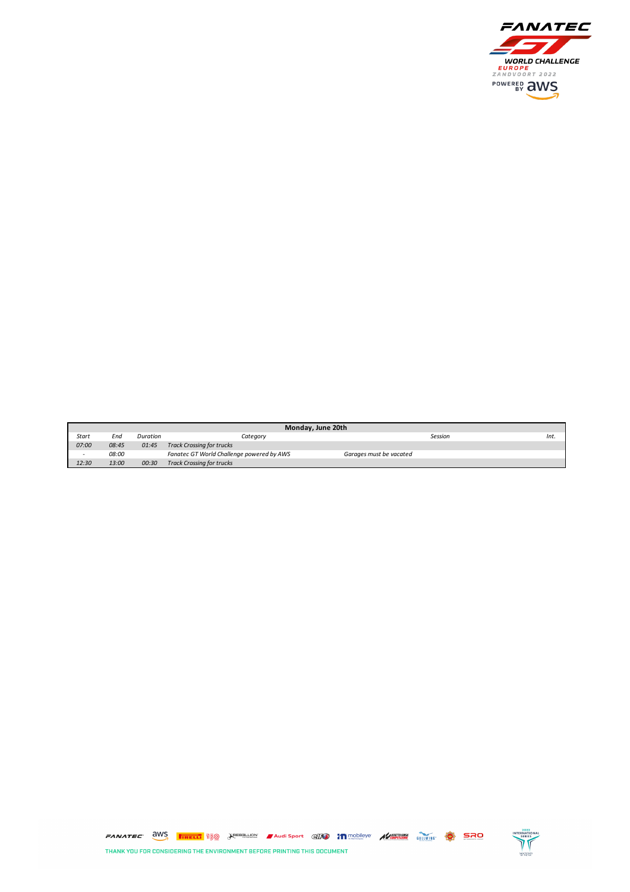| Monday, June 20th | | | | | |
|---|---|---|---|---|---|
| *Start* | *End* | *Duration* | *Category* | *Session* | *Int.* |
| *07:00* | *08:45* | *01:45* | *Track Crossing for trucks* | | |
| *-* | *08:00* | | *Fanatec GT World Challenge powered by AWS* | *Garages must be vacated* | |
| *12:30* | *13:00* | *00:30* | *Track Crossing for trucks* | | |

THANK YOU FOR CONSIDERING THE ENVIRONMENT BEFORE PRINTING THIS DOCUMENT